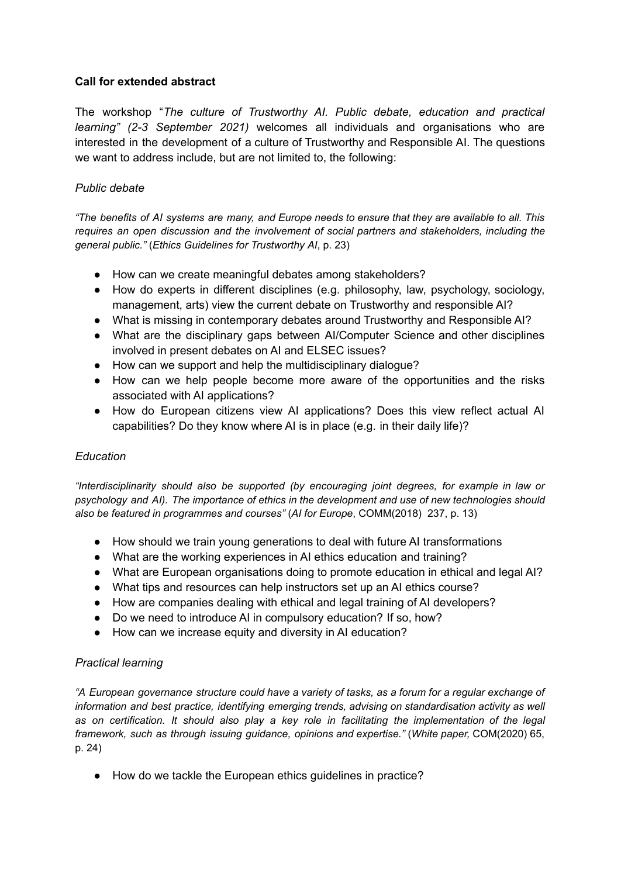**Call for extended abstract**

The workshop "*The culture of Trustworthy AI. Public debate, education and practical learning" (2-3 September 2021)* welcomes all individuals and organisations who are interested in the development of a culture of Trustworthy and Responsible AI. The questions we want to address include, but are not limited to, the following:

*Public debate*

*"The benefits of AI systems are many, and Europe needs to ensure that they are available to all. This requires an open discussion and the involvement of social partners and stakeholders, including the general public."* (*Ethics Guidelines for Trustworthy AI*, p. 23)

- How can we create meaningful debates among stakeholders?
- How do experts in different disciplines (e.g. philosophy, law, psychology, sociology, management, arts) view the current debate on Trustworthy and responsible AI?
- What is missing in contemporary debates around Trustworthy and Responsible AI?
- What are the disciplinary gaps between AI/Computer Science and other disciplines involved in present debates on AI and ELSEC issues?
- How can we support and help the multidisciplinary dialogue?
- How can we help people become more aware of the opportunities and the risks associated with AI applications?
- How do European citizens view AI applications? Does this view reflect actual AI capabilities? Do they know where AI is in place (e.g. in their daily life)?

*Education*

*"Interdisciplinarity should also be supported (by encouraging joint degrees, for example in law or psychology and AI). The importance of ethics in the development and use of new technologies should also be featured in programmes and courses"* (*AI for Europe*, COMM(2018) 237, p. 13)

- How should we train young generations to deal with future AI transformations
- What are the working experiences in AI ethics education and training?
- What are European organisations doing to promote education in ethical and legal AI?
- What tips and resources can help instructors set up an AI ethics course?
- How are companies dealing with ethical and legal training of AI developers?
- Do we need to introduce AI in compulsory education? If so, how?
- How can we increase equity and diversity in AI education?

*Practical learning*

*"A European governance structure could have a variety of tasks, as a forum for a regular exchange of information and best practice, identifying emerging trends, advising on standardisation activity as well as on certification. It should also play a key role in facilitating the implementation of the legal framework, such as through issuing guidance, opinions and expertise."* (*White paper,* COM(2020) 65, p. 24)

- How do we tackle the European ethics guidelines in practice?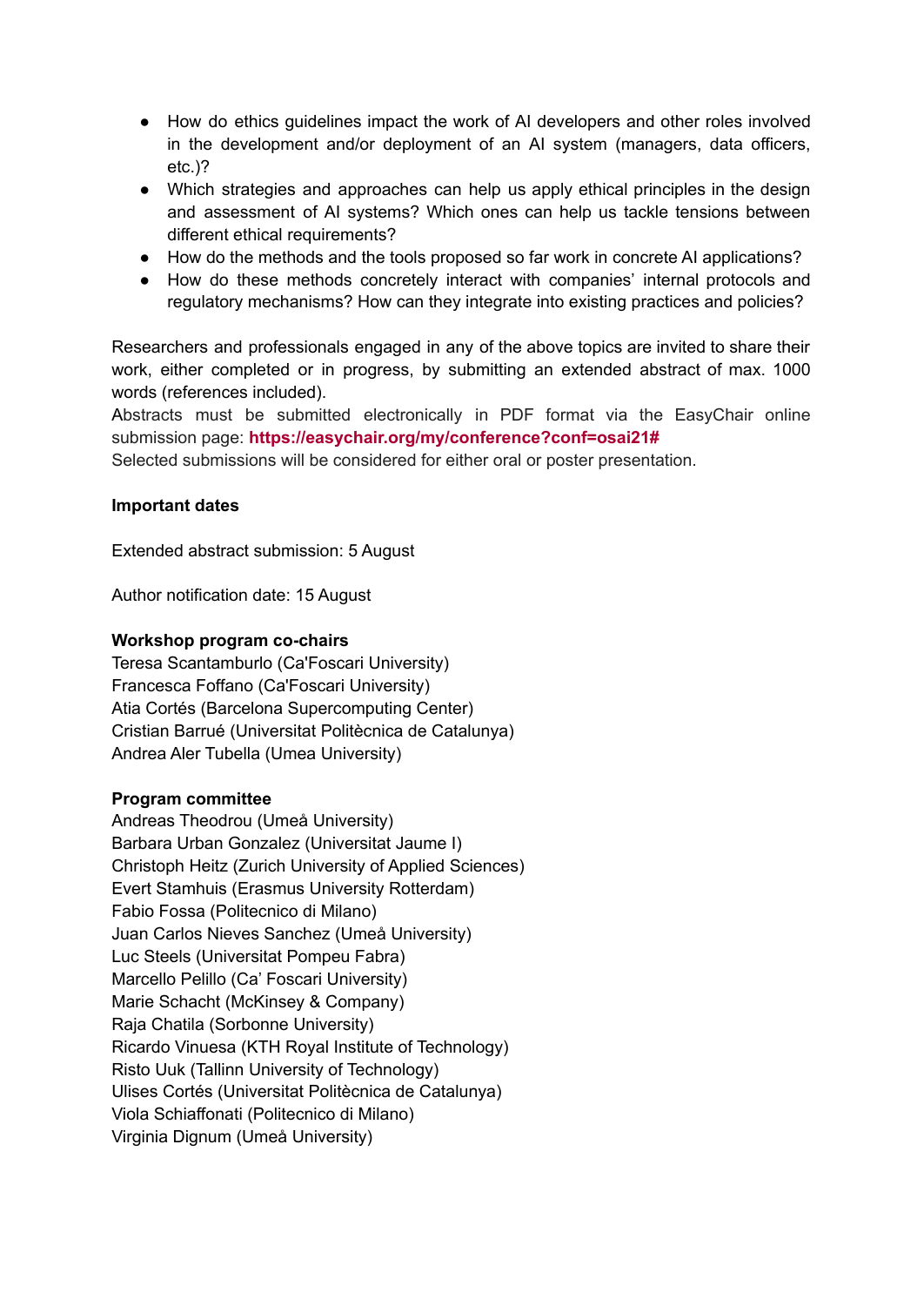- How do ethics guidelines impact the work of AI developers and other roles involved in the development and/or deployment of an AI system (managers, data officers, etc.)?
- Which strategies and approaches can help us apply ethical principles in the design and assessment of AI systems? Which ones can help us tackle tensions between different ethical requirements?
- How do the methods and the tools proposed so far work in concrete AI applications?
- How do these methods concretely interact with companies' internal protocols and regulatory mechanisms? How can they integrate into existing practices and policies?

Researchers and professionals engaged in any of the above topics are invited to share their work, either completed or in progress, by submitting an extended abstract of max. 1000 words (references included).
Abstracts must be submitted electronically in PDF format via the EasyChair online submission page: **https://easychair.org/my/conference?conf=osai21#**
Selected submissions will be considered for either oral or poster presentation.

**Important dates**

Extended abstract submission: 5 August

Author notification date: 15 August

**Workshop program co-chairs**
Teresa Scantamburlo (Ca'Foscari University)
Francesca Foffano (Ca'Foscari University)
Atia Cortés (Barcelona Supercomputing Center)
Cristian Barrué (Universitat Politècnica de Catalunya)
Andrea Aler Tubella (Umea University)

**Program committee**
Andreas Theodrou (Umeå University)
Barbara Urban Gonzalez (Universitat Jaume I)
Christoph Heitz (Zurich University of Applied Sciences)
Evert Stamhuis (Erasmus University Rotterdam)
Fabio Fossa (Politecnico di Milano)
Juan Carlos Nieves Sanchez (Umeå University)
Luc Steels (Universitat Pompeu Fabra)
Marcello Pelillo (Ca' Foscari University)
Marie Schacht (McKinsey & Company)
Raja Chatila (Sorbonne University)
Ricardo Vinuesa (KTH Royal Institute of Technology)
Risto Uuk (Tallinn University of Technology)
Ulises Cortés (Universitat Politècnica de Catalunya)
Viola Schiaffonati (Politecnico di Milano)
Virginia Dignum (Umeå University)